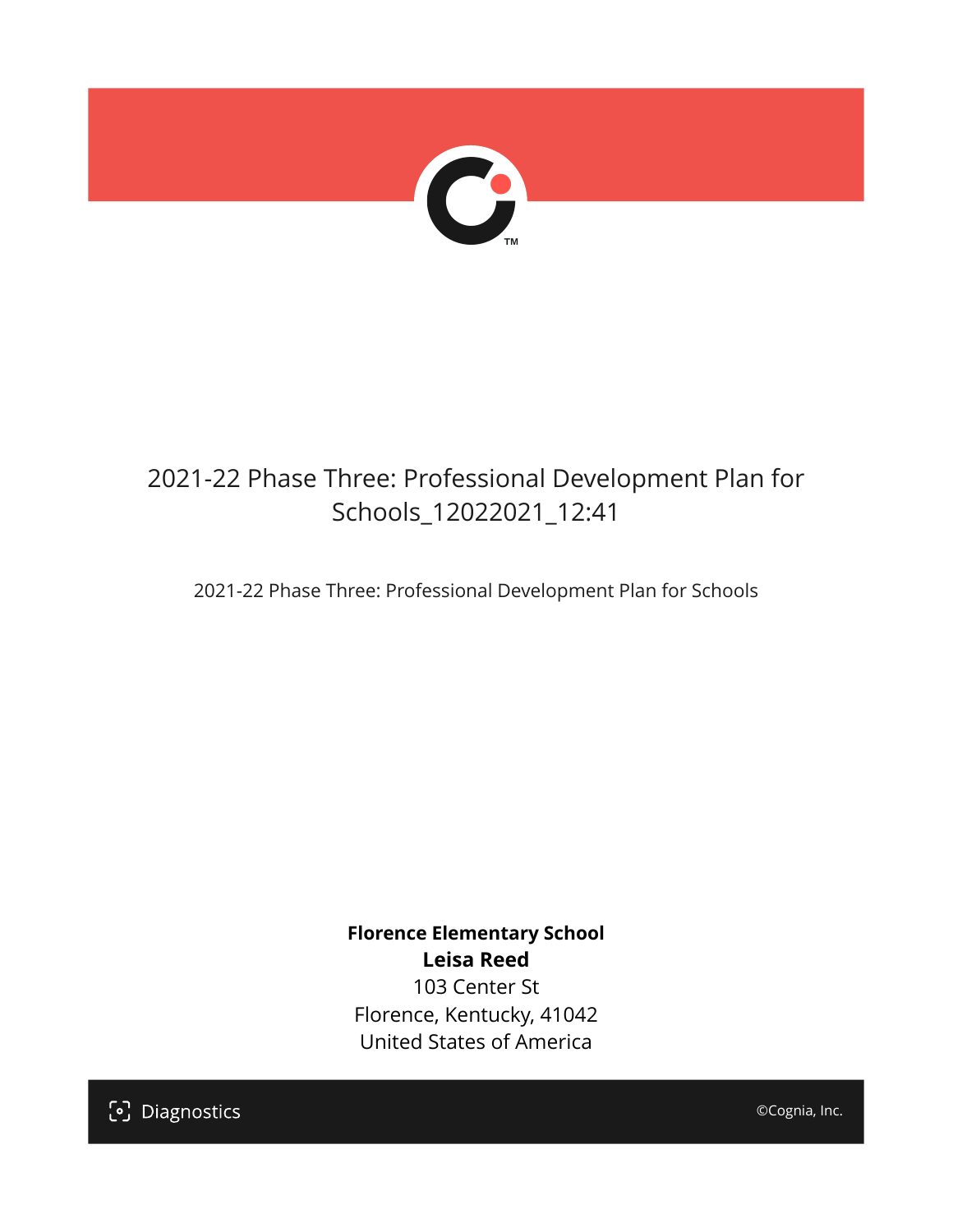# 2021-22 Phase Three: Professional Development Plan for Schools_12022021_12:41

2021-22 Phase Three: Professional Development Plan for Schools

**Florence Elementary School**
**Leisa Reed**
103 Center St
Florence, Kentucky, 41042
United States of America

Diagnostics

©Cognia, Inc.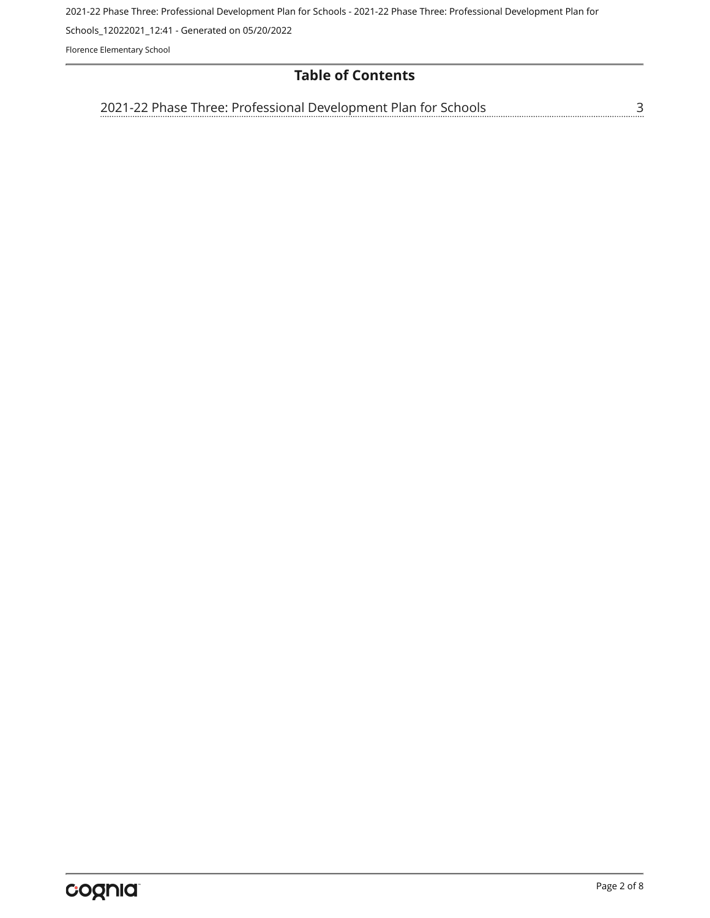## Table of Contents

2021-22 Phase Three: Professional Development Plan for Schools ........ 3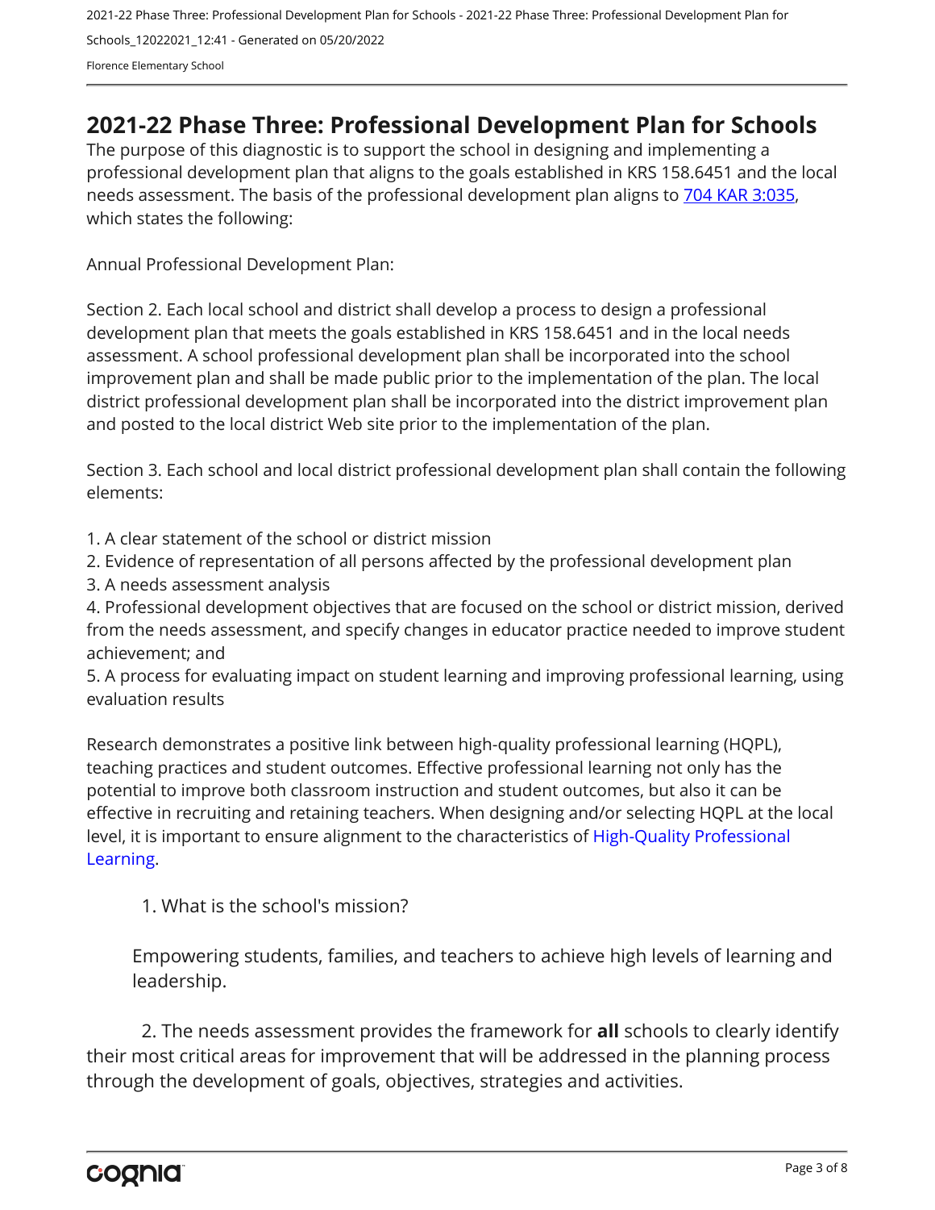# 2021-22 Phase Three: Professional Development Plan for Schools

The purpose of this diagnostic is to support the school in designing and implementing a professional development plan that aligns to the goals established in KRS 158.6451 and the local needs assessment. The basis of the professional development plan aligns to [704 KAR 3:035](704 KAR 3:035), which states the following:

Annual Professional Development Plan:

Section 2. Each local school and district shall develop a process to design a professional development plan that meets the goals established in KRS 158.6451 and in the local needs assessment. A school professional development plan shall be incorporated into the school improvement plan and shall be made public prior to the implementation of the plan. The local district professional development plan shall be incorporated into the district improvement plan and posted to the local district Web site prior to the implementation of the plan.

Section 3. Each school and local district professional development plan shall contain the following elements:

1. A clear statement of the school or district mission
2. Evidence of representation of all persons affected by the professional development plan
3. A needs assessment analysis
4. Professional development objectives that are focused on the school or district mission, derived from the needs assessment, and specify changes in educator practice needed to improve student achievement; and
5. A process for evaluating impact on student learning and improving professional learning, using evaluation results

Research demonstrates a positive link between high-quality professional learning (HQPL), teaching practices and student outcomes. Effective professional learning not only has the potential to improve both classroom instruction and student outcomes, but also it can be effective in recruiting and retaining teachers. When designing and/or selecting HQPL at the local level, it is important to ensure alignment to the characteristics of High-Quality Professional Learning.

1. What is the school's mission?

Empowering students, families, and teachers to achieve high levels of learning and leadership.

2. The needs assessment provides the framework for **all** schools to clearly identify their most critical areas for improvement that will be addressed in the planning process through the development of goals, objectives, strategies and activities.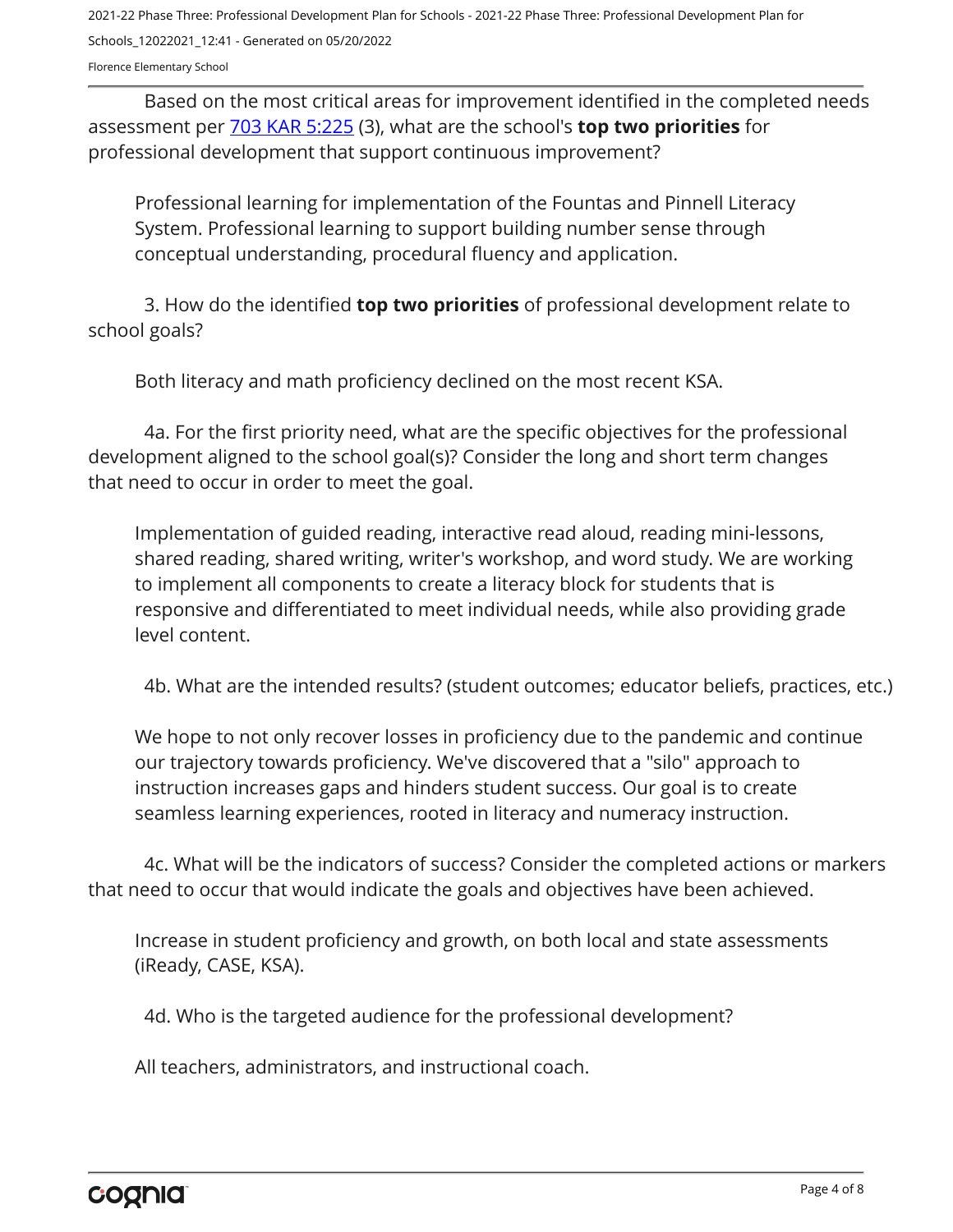Based on the most critical areas for improvement identified in the completed needs assessment per [703 KAR 5:225](703 KAR 5:225) (3), what are the school's **top two priorities** for professional development that support continuous improvement?

Professional learning for implementation of the Fountas and Pinnell Literacy System. Professional learning to support building number sense through conceptual understanding, procedural fluency and application.

3. How do the identified **top two priorities** of professional development relate to school goals?

Both literacy and math proficiency declined on the most recent KSA.

4a. For the first priority need, what are the specific objectives for the professional development aligned to the school goal(s)? Consider the long and short term changes that need to occur in order to meet the goal.

Implementation of guided reading, interactive read aloud, reading mini-lessons, shared reading, shared writing, writer's workshop, and word study. We are working to implement all components to create a literacy block for students that is responsive and differentiated to meet individual needs, while also providing grade level content.

4b. What are the intended results? (student outcomes; educator beliefs, practices, etc.)

We hope to not only recover losses in proficiency due to the pandemic and continue our trajectory towards proficiency. We've discovered that a "silo" approach to instruction increases gaps and hinders student success. Our goal is to create seamless learning experiences, rooted in literacy and numeracy instruction.

4c. What will be the indicators of success? Consider the completed actions or markers that need to occur that would indicate the goals and objectives have been achieved.

Increase in student proficiency and growth, on both local and state assessments (iReady, CASE, KSA).

4d. Who is the targeted audience for the professional development?

All teachers, administrators, and instructional coach.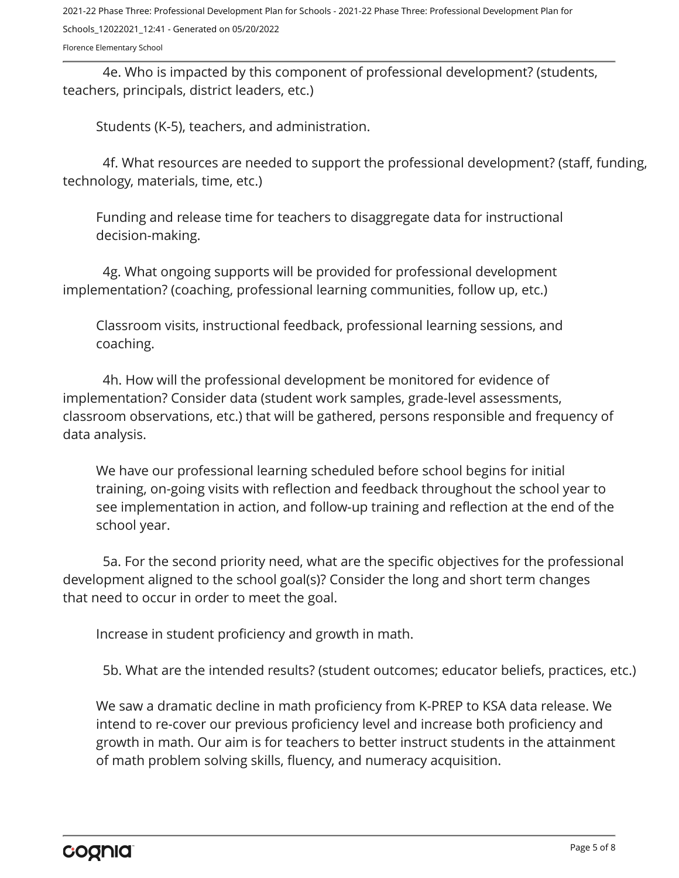4e. Who is impacted by this component of professional development? (students, teachers, principals, district leaders, etc.)

Students (K-5), teachers, and administration.

4f. What resources are needed to support the professional development? (staff, funding, technology, materials, time, etc.)

Funding and release time for teachers to disaggregate data for instructional decision-making.

4g. What ongoing supports will be provided for professional development implementation? (coaching, professional learning communities, follow up, etc.)

Classroom visits, instructional feedback, professional learning sessions, and coaching.

4h. How will the professional development be monitored for evidence of implementation? Consider data (student work samples, grade-level assessments, classroom observations, etc.) that will be gathered, persons responsible and frequency of data analysis.

We have our professional learning scheduled before school begins for initial training, on-going visits with reflection and feedback throughout the school year to see implementation in action, and follow-up training and reflection at the end of the school year.

5a. For the second priority need, what are the specific objectives for the professional development aligned to the school goal(s)? Consider the long and short term changes that need to occur in order to meet the goal.

Increase in student proficiency and growth in math.

5b. What are the intended results? (student outcomes; educator beliefs, practices, etc.)

We saw a dramatic decline in math proficiency from K-PREP to KSA data release. We intend to re-cover our previous proficiency level and increase both proficiency and growth in math. Our aim is for teachers to better instruct students in the attainment of math problem solving skills, fluency, and numeracy acquisition.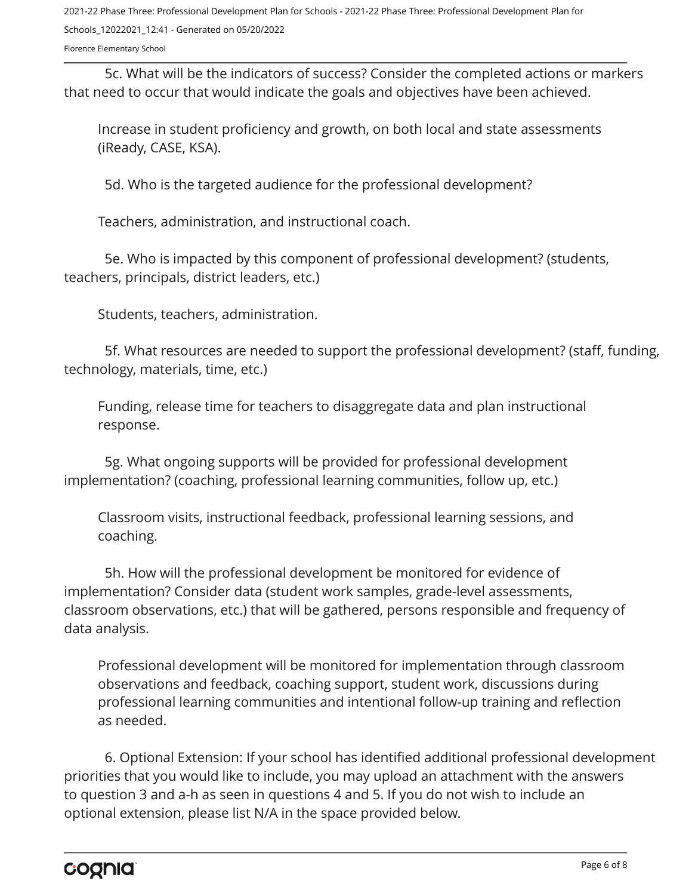5c. What will be the indicators of success? Consider the completed actions or markers that need to occur that would indicate the goals and objectives have been achieved.

Increase in student proficiency and growth, on both local and state assessments (iReady, CASE, KSA).

5d. Who is the targeted audience for the professional development?

Teachers, administration, and instructional coach.

5e. Who is impacted by this component of professional development? (students, teachers, principals, district leaders, etc.)

Students, teachers, administration.

5f. What resources are needed to support the professional development? (staff, funding, technology, materials, time, etc.)

Funding, release time for teachers to disaggregate data and plan instructional response.

5g. What ongoing supports will be provided for professional development implementation? (coaching, professional learning communities, follow up, etc.)

Classroom visits, instructional feedback, professional learning sessions, and coaching.

5h. How will the professional development be monitored for evidence of implementation? Consider data (student work samples, grade-level assessments, classroom observations, etc.) that will be gathered, persons responsible and frequency of data analysis.

Professional development will be monitored for implementation through classroom observations and feedback, coaching support, student work, discussions during professional learning communities and intentional follow-up training and reflection as needed.

6. Optional Extension: If your school has identified additional professional development priorities that you would like to include, you may upload an attachment with the answers to question 3 and a-h as seen in questions 4 and 5. If you do not wish to include an optional extension, please list N/A in the space provided below.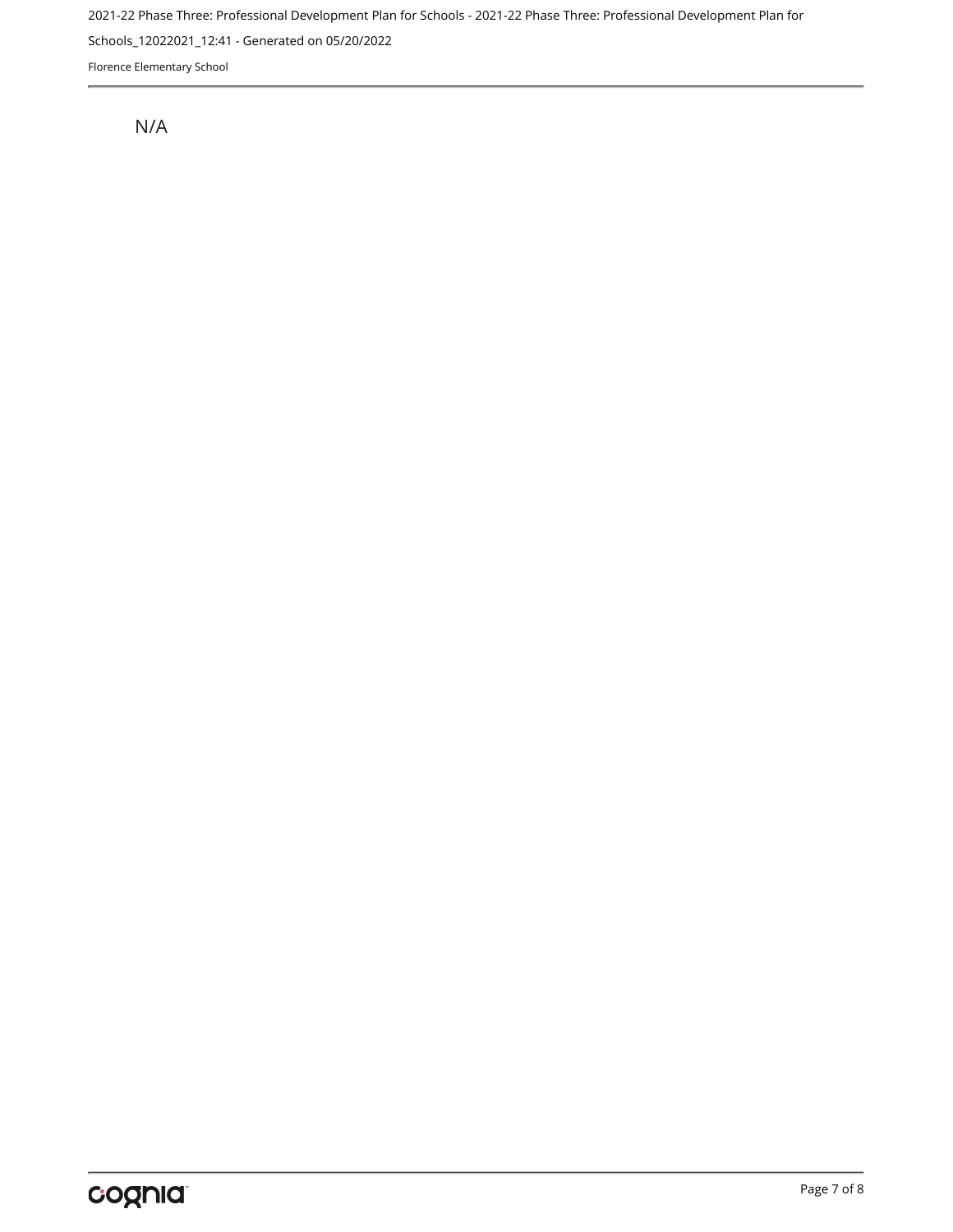N/A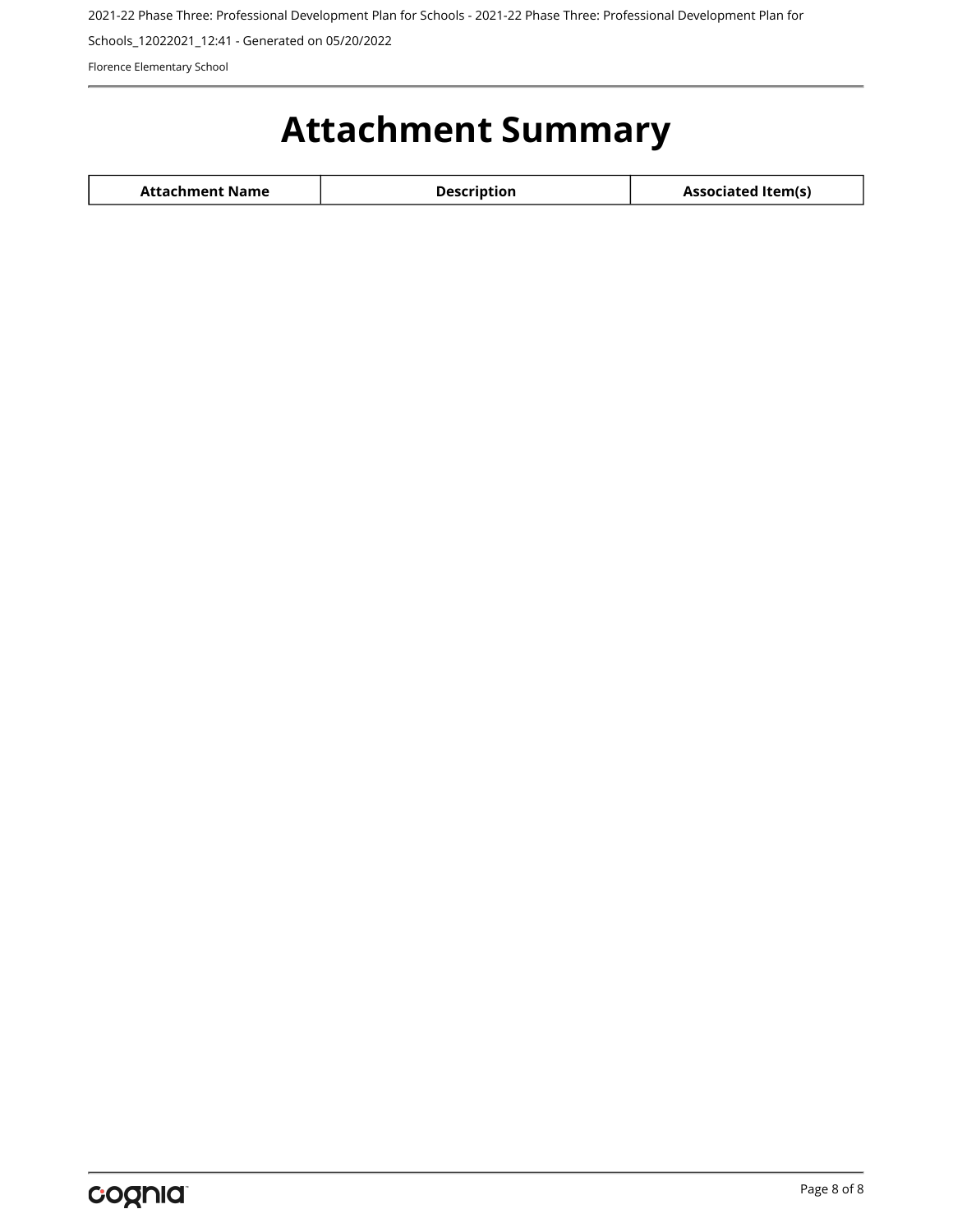# Attachment Summary

| Attachment Name | Description | Associated Item(s) |
|---|---|---|